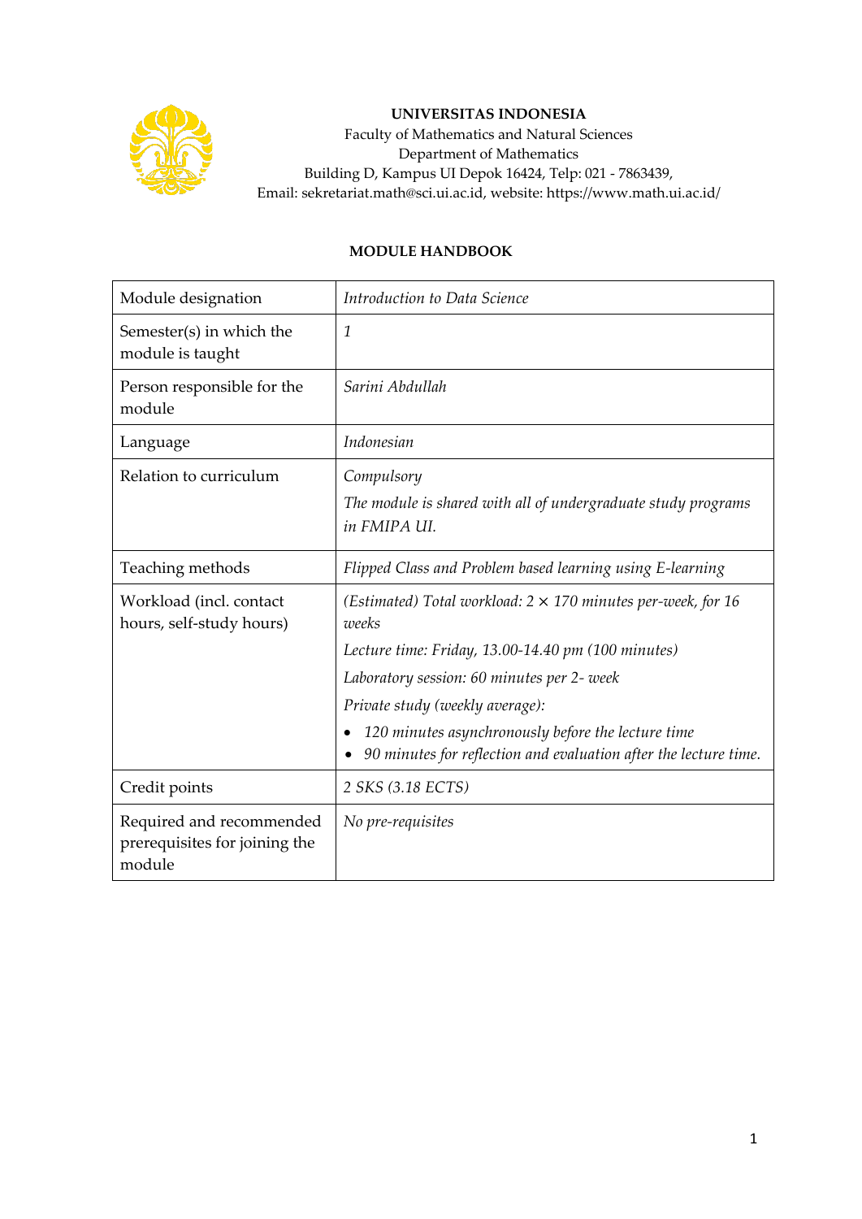**UNIVERSITAS INDONESIA**
Faculty of Mathematics and Natural Sciences
Department of Mathematics
Building D, Kampus UI Depok 16424, Telp: 021 - 7863439,
Email: sekretariat.math@sci.ui.ac.id, website: https://www.math.ui.ac.id/

## MODULE HANDBOOK

| | |
|---|---|
| Module designation | *Introduction to Data Science* |
| Semester(s) in which the module is taught | *1* |
| Person responsible for the module | *Sarini Abdullah* |
| Language | *Indonesian* |
| Relation to curriculum | *Compulsory*<br>*The module is shared with all of undergraduate study programs in FMIPA UI.* |
| Teaching methods | *Flipped Class and Problem based learning using E-learning* |
| Workload (incl. contact hours, self-study hours) | *(Estimated) Total workload: 2 × 170 minutes per-week, for 16 weeks*<br>*Lecture time: Friday, 13.00-14.40 pm (100 minutes)*<br>*Laboratory session: 60 minutes per 2- week*<br>*Private study (weekly average):*<br>• *120 minutes asynchronously before the lecture time*<br>• *90 minutes for reflection and evaluation after the lecture time.* |
| Credit points | *2 SKS (3.18 ECTS)* |
| Required and recommended prerequisites for joining the module | *No pre-requisites* |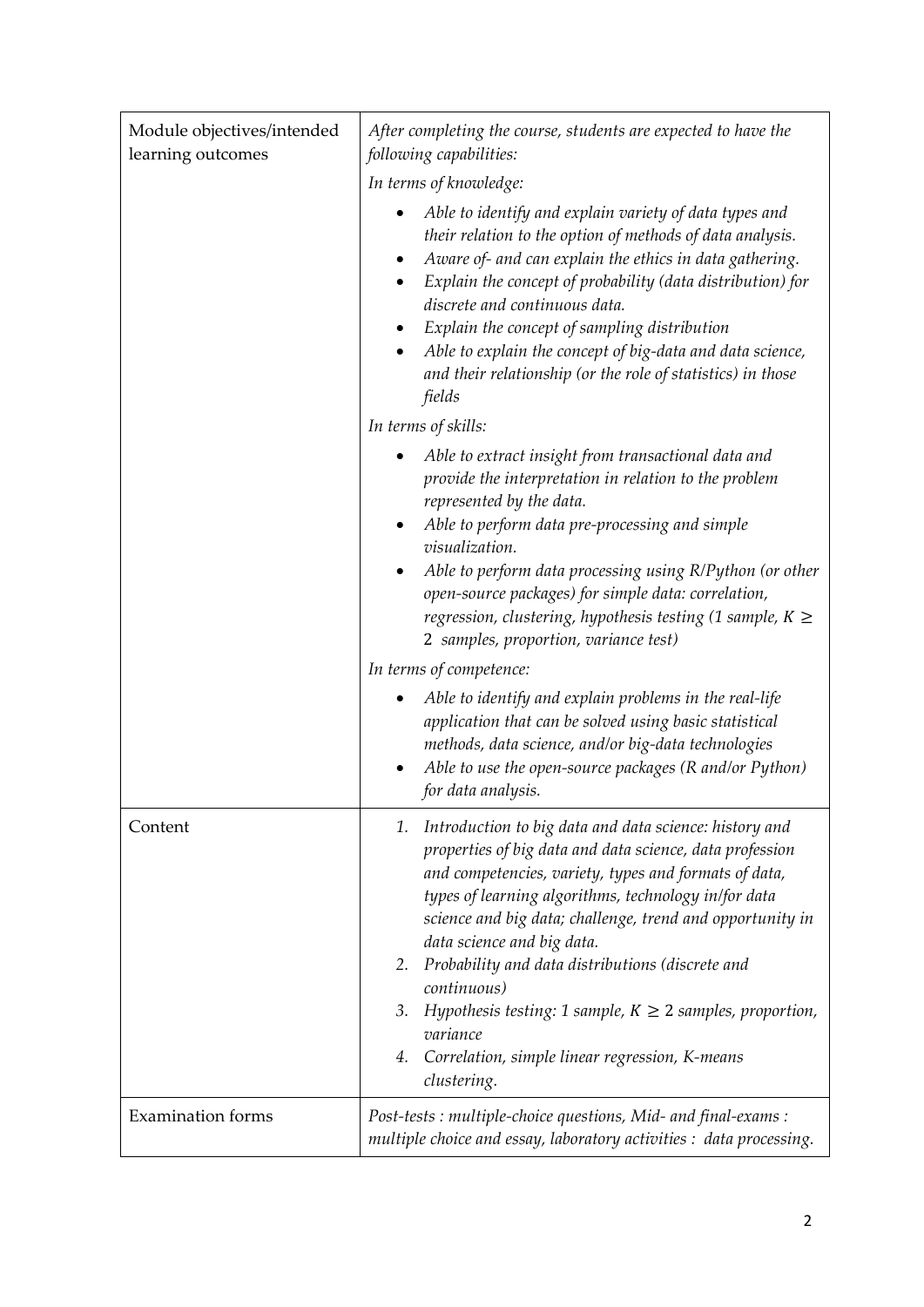| | |
|---|---|
| Module objectives/intended learning outcomes | *After completing the course, students are expected to have the following capabilities:*<br>*In terms of knowledge:*<br>• *Able to identify and explain variety of data types and their relation to the option of methods of data analysis.*<br>• *Aware of- and can explain the ethics in data gathering.*<br>• *Explain the concept of probability (data distribution) for discrete and continuous data.*<br>• *Explain the concept of sampling distribution*<br>• *Able to explain the concept of big-data and data science, and their relationship (or the role of statistics) in those fields*<br>*In terms of skills:*<br>• *Able to extract insight from transactional data and provide the interpretation in relation to the problem represented by the data.*<br>• *Able to perform data pre-processing and simple visualization.*<br>• *Able to perform data processing using R/Python (or other open-source packages) for simple data: correlation, regression, clustering, hypothesis testing (1 sample, $K \geq 2$ samples, proportion, variance test)*<br>*In terms of competence:*<br>• *Able to identify and explain problems in the real-life application that can be solved using basic statistical methods, data science, and/or big-data technologies*<br>• *Able to use the open-source packages (R and/or Python) for data analysis.* |
| Content | 1. *Introduction to big data and data science: history and properties of big data and data science, data profession and competencies, variety, types and formats of data, types of learning algorithms, technology in/for data science and big data; challenge, trend and opportunity in data science and big data.*<br>2. *Probability and data distributions (discrete and continuous)*<br>3. *Hypothesis testing: 1 sample, $K \geq 2$ samples, proportion, variance*<br>4. *Correlation, simple linear regression, K-means clustering.* |
| Examination forms | *Post-tests : multiple-choice questions, Mid- and final-exams : multiple choice and essay, laboratory activities : data processing.* |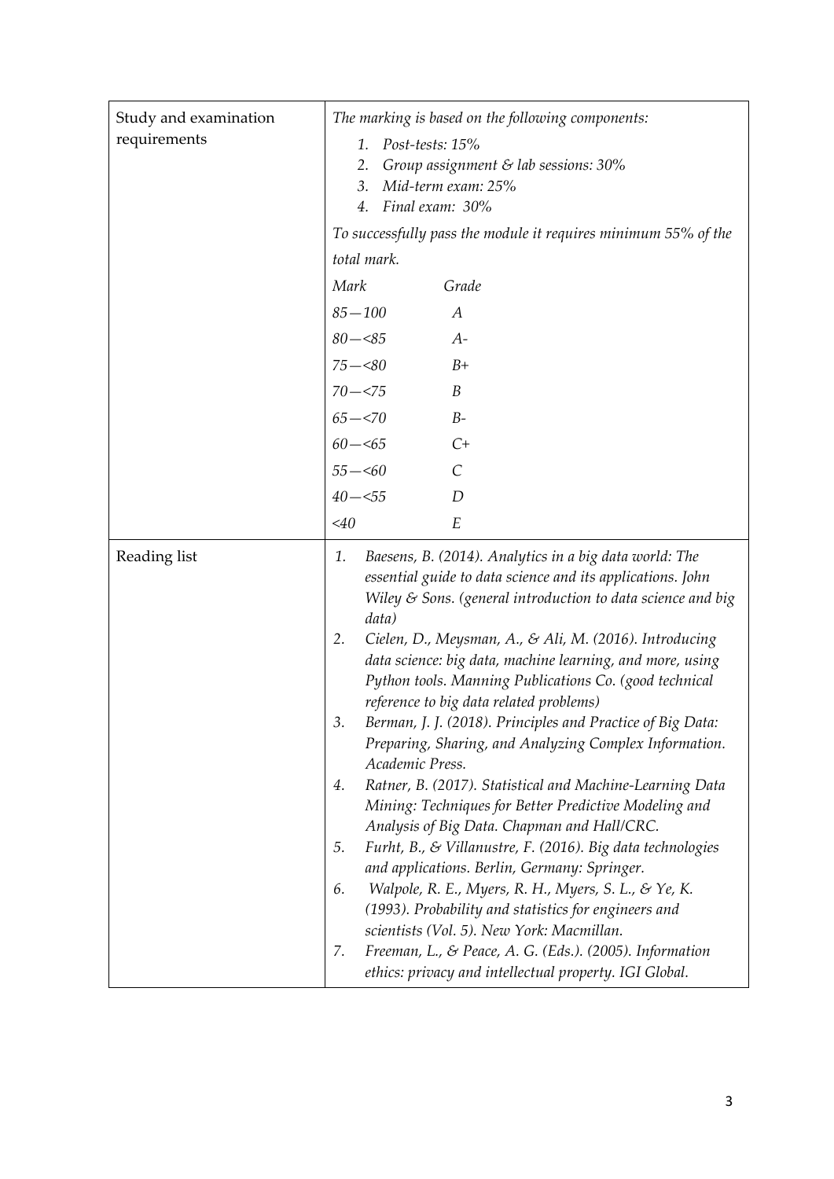| | |
|---|---|
| Study and examination requirements | *The marking is based on the following components:*<br>1. *Post-tests: 15%*<br>2. *Group assignment & lab sessions: 30%*<br>3. *Mid-term exam: 25%*<br>4. *Final exam: 30%*<br><br>*To successfully pass the module it requires minimum 55% of the total mark.*<br><br>*Mark — Grade*<br>*85—100 — A*<br>*80—<85 — A-*<br>*75—<80 — B+*<br>*70—<75 — B*<br>*65—<70 — B-*<br>*60—<65 — C+*<br>*55—<60 — C*<br>*40—<55 — D*<br>*<40 — E* |
| Reading list | 1. *Baesens, B. (2014). Analytics in a big data world: The essential guide to data science and its applications. John Wiley & Sons. (general introduction to data science and big data)*<br>2. *Cielen, D., Meysman, A., & Ali, M. (2016). Introducing data science: big data, machine learning, and more, using Python tools. Manning Publications Co. (good technical reference to big data related problems)*<br>3. *Berman, J. J. (2018). Principles and Practice of Big Data: Preparing, Sharing, and Analyzing Complex Information. Academic Press.*<br>4. *Ratner, B. (2017). Statistical and Machine-Learning Data Mining: Techniques for Better Predictive Modeling and Analysis of Big Data. Chapman and Hall/CRC.*<br>5. *Furht, B., & Villanustre, F. (2016). Big data technologies and applications. Berlin, Germany: Springer.*<br>6. *Walpole, R. E., Myers, R. H., Myers, S. L., & Ye, K. (1993). Probability and statistics for engineers and scientists (Vol. 5). New York: Macmillan.*<br>7. *Freeman, L., & Peace, A. G. (Eds.). (2005). Information ethics: privacy and intellectual property. IGI Global.* |